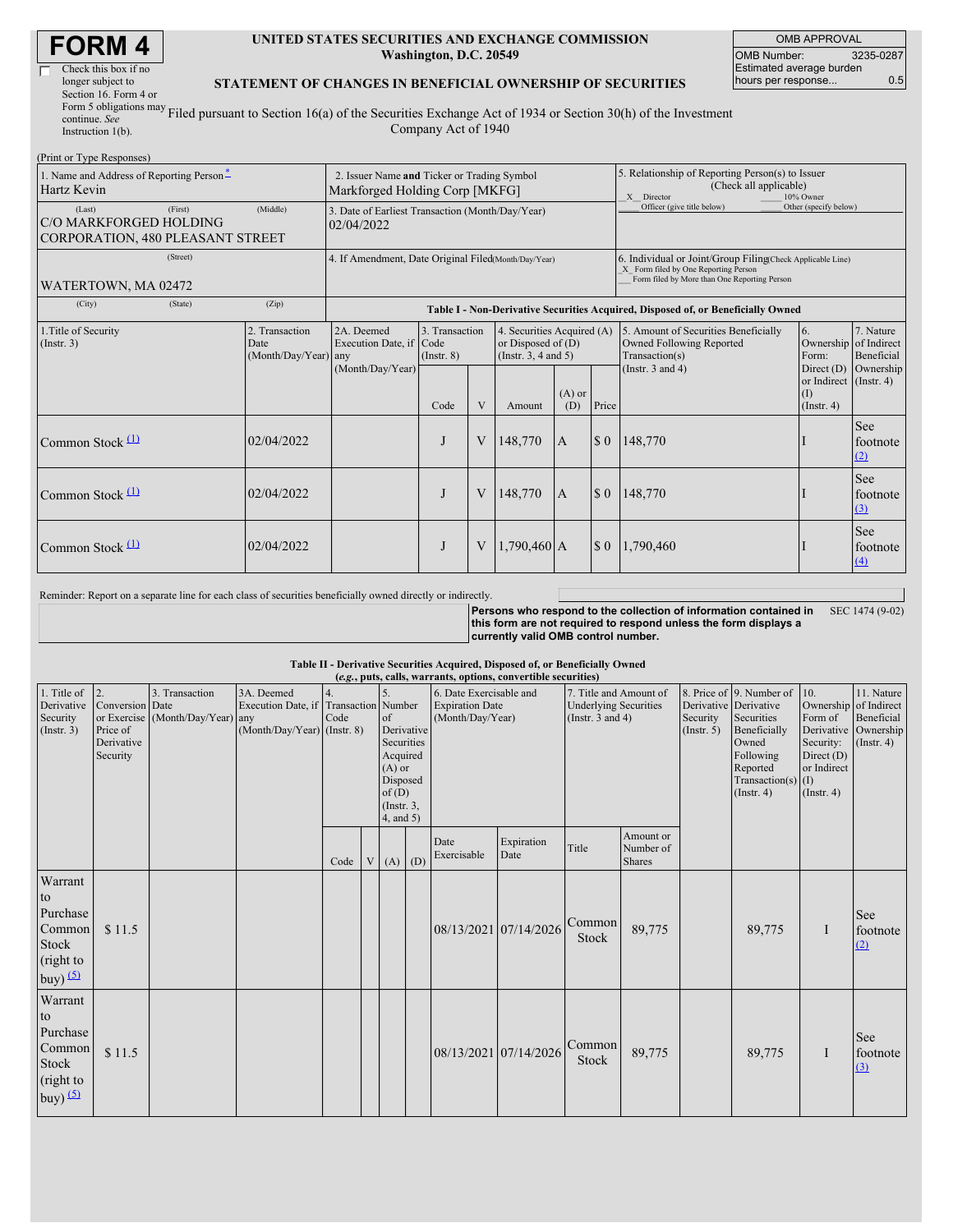# FORM 4

☐ Check this box if no longer subject to Section 16. Form 4 or Form 5 obligations may continue. *See* Instruction 1(b).

**UNITED STATES SECURITIES AND EXCHANGE COMMISSION**
**Washington, D.C. 20549**

**STATEMENT OF CHANGES IN BENEFICIAL OWNERSHIP OF SECURITIES**

Filed pursuant to Section 16(a) of the Securities Exchange Act of 1934 or Section 30(h) of the Investment Company Act of 1940

| OMB APPROVAL | |
|---|---|
| OMB Number: | 3235-0287 |
| Estimated average burden hours per response... | 0.5 |

(Print or Type Responses)

| 1. Name and Address of Reporting Person * | 2. Issuer Name and Ticker or Trading Symbol | 5. Relationship of Reporting Person(s) to Issuer (Check all applicable) |
|---|---|---|
| Hartz Kevin | Markforged Holding Corp [MKFG] | _X_ Director ___ 10% Owner ___ Officer (give title below) ___ Other (specify below) |
| (Last) (First) (Middle) C/O MARKFORGED HOLDING CORPORATION, 480 PLEASANT STREET | 3. Date of Earliest Transaction (Month/Day/Year) 02/04/2022 | |
| (Street) WATERTOWN, MA 02472 | 4. If Amendment, Date Original Filed (Month/Day/Year) | 6. Individual or Joint/Group Filing (Check Applicable Line) _X_ Form filed by One Reporting Person ___ Form filed by More than One Reporting Person |
| (City) (State) (Zip) | | |

**Table I - Non-Derivative Securities Acquired, Disposed of, or Beneficially Owned**

| 1.Title of Security (Instr. 3) | 2. Transaction Date (Month/Day/Year) | 2A. Deemed Execution Date, if any (Month/Day/Year) | 3. Transaction Code (Instr. 8) | | 4. Securities Acquired (A) or Disposed of (D) (Instr. 3, 4 and 5) | | | 5. Amount of Securities Beneficially Owned Following Reported Transaction(s) (Instr. 3 and 4) | 6. Ownership Form: Direct (D) or Indirect (I) (Instr. 4) | 7. Nature of Indirect Beneficial Ownership (Instr. 4) |
|---|---|---|---|---|---|---|---|---|---|---|
| | | | Code | V | Amount | (A) or (D) | Price | | | |
| Common Stock [(1)] | 02/04/2022 | | J | V | 148,770 | A | $ 0 | 148,770 | I | See footnote [(2)] |
| Common Stock [(1)] | 02/04/2022 | | J | V | 148,770 | A | $ 0 | 148,770 | I | See footnote [(3)] |
| Common Stock [(1)] | 02/04/2022 | | J | V | 1,790,460 | A | $ 0 | 1,790,460 | I | See footnote [(4)] |

Reminder: Report on a separate line for each class of securities beneficially owned directly or indirectly.

**Persons who respond to the collection of information contained in this form are not required to respond unless the form displays a currently valid OMB control number.** SEC 1474 (9-02)

**Table II - Derivative Securities Acquired, Disposed of, or Beneficially Owned**
**(*e.g.*, puts, calls, warrants, options, convertible securities)**

| 1. Title of Derivative Security (Instr. 3) | 2. Conversion or Exercise Price of Derivative Security | 3. Transaction Date (Month/Day/Year) | 3A. Deemed Execution Date, if any (Month/Day/Year) | 4. Transaction Code (Instr. 8) | | 5. Number of Derivative Securities Acquired (A) or Disposed of (D) (Instr. 3, 4, and 5) | | 6. Date Exercisable and Expiration Date (Month/Day/Year) | | 7. Title and Amount of Underlying Securities (Instr. 3 and 4) | | 8. Price of Derivative Security (Instr. 5) | 9. Number of Derivative Securities Beneficially Owned Following Reported Transaction(s) (Instr. 4) | 10. Ownership Form of Derivative Security: Direct (D) or Indirect (I) (Instr. 4) | 11. Nature of Indirect Beneficial Ownership (Instr. 4) |
|---|---|---|---|---|---|---|---|---|---|---|---|---|---|---|---|
| | | | | Code | V | (A) | (D) | Date Exercisable | Expiration Date | Title | Amount or Number of Shares | | | | |
| Warrant to Purchase Common Stock (right to buy) [(5)] | $ 11.5 | | | | | | | 08/13/2021 | 07/14/2026 | Common Stock | 89,775 | | 89,775 | I | See footnote [(2)] |
| Warrant to Purchase Common Stock (right to buy) [(5)] | $ 11.5 | | | | | | | 08/13/2021 | 07/14/2026 | Common Stock | 89,775 | | 89,775 | I | See footnote [(3)] |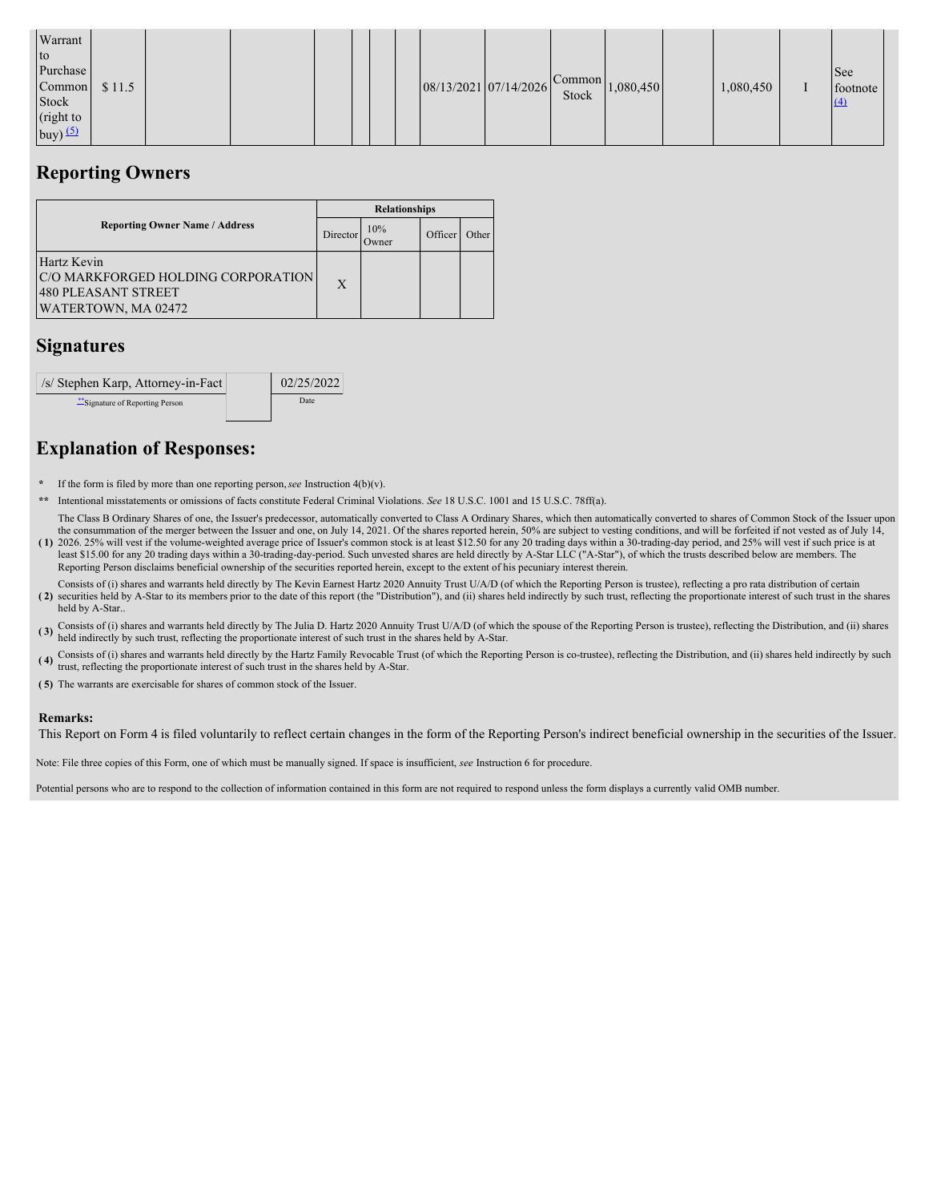| | | | | | | | | | | | | | | |
|---|---|---|---|---|---|---|---|---|---|---|---|---|---|---|
| Warrant to Purchase Common Stock (right to buy) (5) | $ 11.5 | | | | | | | 08/13/2021 | 07/14/2026 | Common Stock | 1,080,450 | | 1,080,450 | I | See footnote (4) |

## Reporting Owners

| Reporting Owner Name / Address | Relationships | | | |
|---|---|---|---|---|
| | Director | 10% Owner | Officer | Other |
| Hartz Kevin<br>C/O MARKFORGED HOLDING CORPORATION<br>480 PLEASANT STREET<br>WATERTOWN, MA 02472 | X | | | |

## Signatures

| | | |
|---|---|---|
| /s/ Stephen Karp, Attorney-in-Fact | | 02/25/2022 |
| **Signature of Reporting Person | | Date |

## Explanation of Responses:

- \* If the form is filed by more than one reporting person, *see* Instruction 4(b)(v).
- \*\* Intentional misstatements or omissions of facts constitute Federal Criminal Violations. *See* 18 U.S.C. 1001 and 15 U.S.C. 78ff(a).
- **( 1)** The Class B Ordinary Shares of one, the Issuer's predecessor, automatically converted to Class A Ordinary Shares, which then automatically converted to shares of Common Stock of the Issuer upon the consummation of the merger between the Issuer and one, on July 14, 2021. Of the shares reported herein, 50% are subject to vesting conditions, and will be forfeited if not vested as of July 14, 2026. 25% will vest if the volume-weighted average price of Issuer's common stock is at least $12.50 for any 20 trading days within a 30-trading-day period, and 25% will vest if such price is at least $15.00 for any 20 trading days within a 30-trading-day-period. Such unvested shares are held directly by A-Star LLC ("A-Star"), of which the trusts described below are members. The Reporting Person disclaims beneficial ownership of the securities reported herein, except to the extent of his pecuniary interest therein.
- **( 2)** Consists of (i) shares and warrants held directly by The Kevin Earnest Hartz 2020 Annuity Trust U/A/D (of which the Reporting Person is trustee), reflecting a pro rata distribution of certain securities held by A-Star to its members prior to the date of this report (the "Distribution"), and (ii) shares held indirectly by such trust, reflecting the proportionate interest of such trust in the shares held by A-Star..
- **( 3)** Consists of (i) shares and warrants held directly by The Julia D. Hartz 2020 Annuity Trust U/A/D (of which the spouse of the Reporting Person is trustee), reflecting the Distribution, and (ii) shares held indirectly by such trust, reflecting the proportionate interest of such trust in the shares held by A-Star.
- **( 4)** Consists of (i) shares and warrants held directly by the Hartz Family Revocable Trust (of which the Reporting Person is co-trustee), reflecting the Distribution, and (ii) shares held indirectly by such trust, reflecting the proportionate interest of such trust in the shares held by A-Star.
- **( 5)** The warrants are exercisable for shares of common stock of the Issuer.

**Remarks:**

This Report on Form 4 is filed voluntarily to reflect certain changes in the form of the Reporting Person's indirect beneficial ownership in the securities of the Issuer.

Note: File three copies of this Form, one of which must be manually signed. If space is insufficient, *see* Instruction 6 for procedure.

Potential persons who are to respond to the collection of information contained in this form are not required to respond unless the form displays a currently valid OMB number.